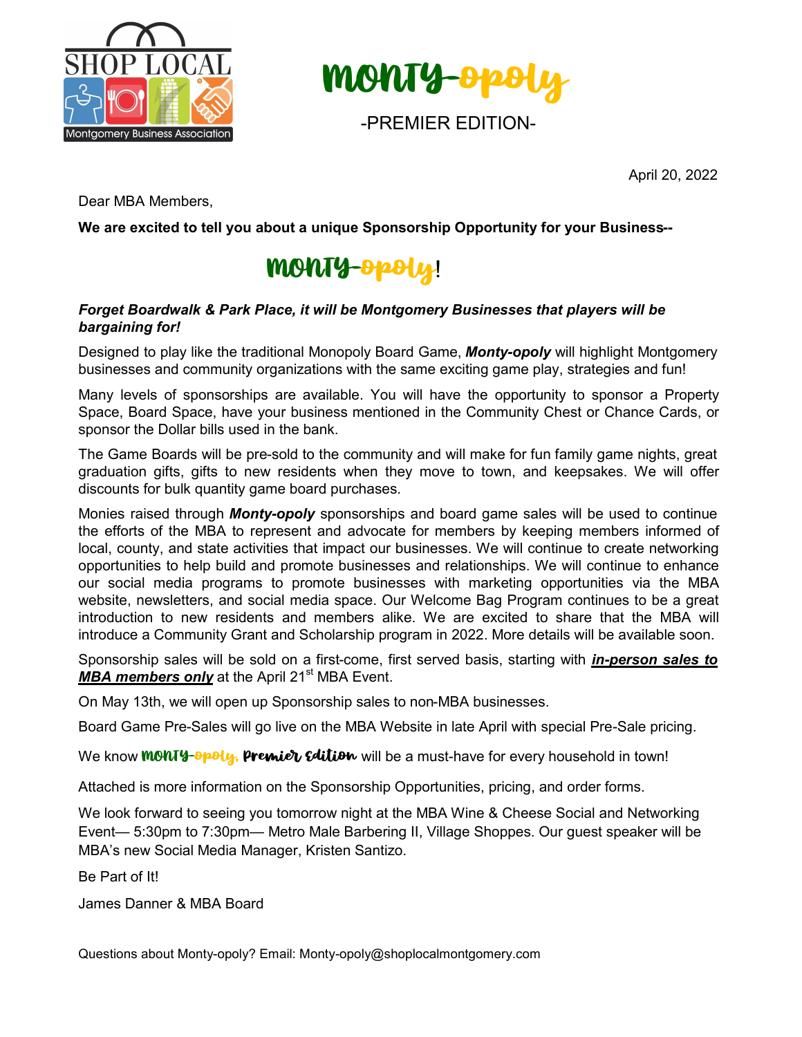SHOP LOCAL

Montgomery Business Association

# Monty-opoly

-PREMIER EDITION-

April 20, 2022

Dear MBA Members,

**We are excited to tell you about a unique Sponsorship Opportunity for your Business--**

## Monty-opoly!

***Forget Boardwalk & Park Place, it will be Montgomery Businesses that players will be bargaining for!***

Designed to play like the traditional Monopoly Board Game, ***Monty-opoly*** will highlight Montgomery businesses and community organizations with the same exciting game play, strategies and fun!

Many levels of sponsorships are available. You will have the opportunity to sponsor a Property Space, Board Space, have your business mentioned in the Community Chest or Chance Cards, or sponsor the Dollar bills used in the bank.

The Game Boards will be pre-sold to the community and will make for fun family game nights, great graduation gifts, gifts to new residents when they move to town, and keepsakes. We will offer discounts for bulk quantity game board purchases.

Monies raised through ***Monty-opoly*** sponsorships and board game sales will be used to continue the efforts of the MBA to represent and advocate for members by keeping members informed of local, county, and state activities that impact our businesses. We will continue to create networking opportunities to help build and promote businesses and relationships. We will continue to enhance our social media programs to promote businesses with marketing opportunities via the MBA website, newsletters, and social media space. Our Welcome Bag Program continues to be a great introduction to new residents and members alike. We are excited to share that the MBA will introduce a Community Grant and Scholarship program in 2022. More details will be available soon.

Sponsorship sales will be sold on a first-come, first served basis, starting with ***<u>in-person sales to MBA members only</u>*** at the April 21st MBA Event.

On May 13th, we will open up Sponsorship sales to non-MBA businesses.

Board Game Pre-Sales will go live on the MBA Website in late April with special Pre-Sale pricing.

We know **Monty-opoly, Premier Edition** will be a must-have for every household in town!

Attached is more information on the Sponsorship Opportunities, pricing, and order forms.

We look forward to seeing you tomorrow night at the MBA Wine & Cheese Social and Networking Event— 5:30pm to 7:30pm— Metro Male Barbering II, Village Shoppes. Our guest speaker will be MBA's new Social Media Manager, Kristen Santizo.

Be Part of It!

James Danner & MBA Board

Questions about Monty-opoly? Email: Monty-opoly@shoplocalmontgomery.com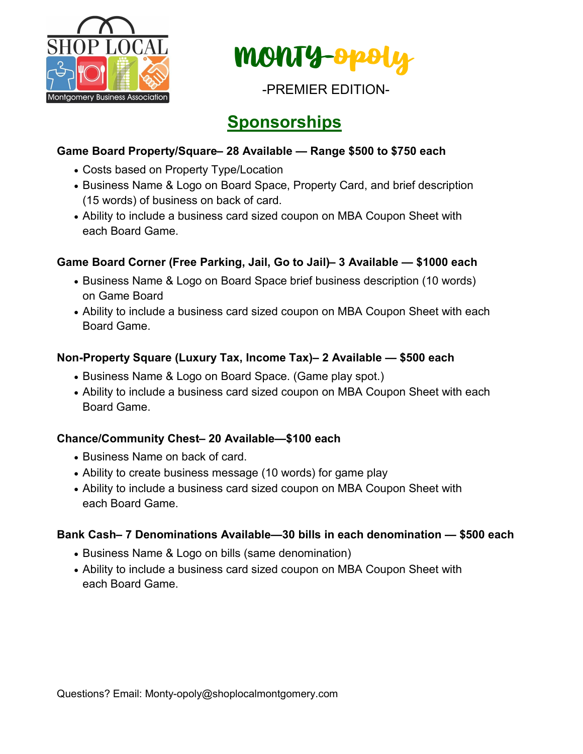SHOP LOCAL

Montgomery Business Association

# Monty-opoly

-PREMIER EDITION-

## Sponsorships

**Game Board Property/Square– 28 Available — Range $500 to $750 each**

- Costs based on Property Type/Location
- Business Name & Logo on Board Space, Property Card, and brief description (15 words) of business on back of card.
- Ability to include a business card sized coupon on MBA Coupon Sheet with each Board Game.

**Game Board Corner (Free Parking, Jail, Go to Jail)– 3 Available — $1000 each**

- Business Name & Logo on Board Space brief business description (10 words) on Game Board
- Ability to include a business card sized coupon on MBA Coupon Sheet with each Board Game.

**Non-Property Square (Luxury Tax, Income Tax)– 2 Available — $500 each**

- Business Name & Logo on Board Space. (Game play spot.)
- Ability to include a business card sized coupon on MBA Coupon Sheet with each Board Game.

**Chance/Community Chest– 20 Available—$100 each**

- Business Name on back of card.
- Ability to create business message (10 words) for game play
- Ability to include a business card sized coupon on MBA Coupon Sheet with each Board Game.

**Bank Cash– 7 Denominations Available—30 bills in each denomination — $500 each**

- Business Name & Logo on bills (same denomination)
- Ability to include a business card sized coupon on MBA Coupon Sheet with each Board Game.

Questions? Email: Monty-opoly@shoplocalmontgomery.com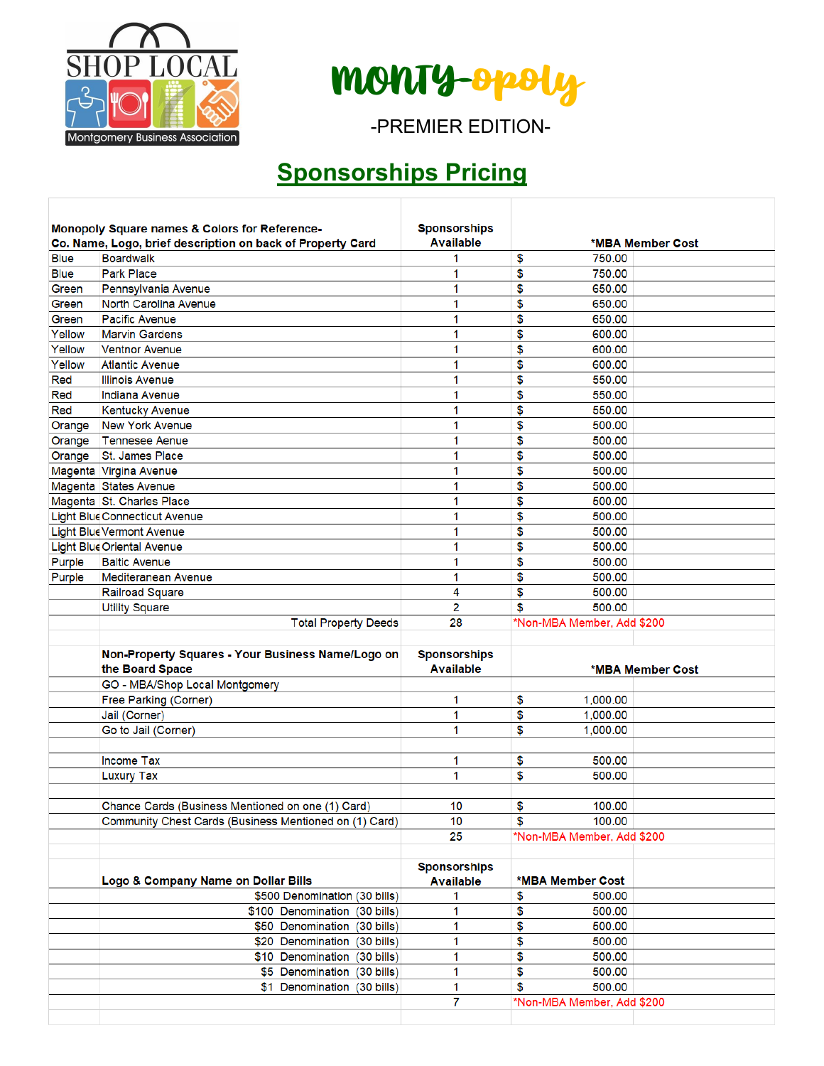SHOP LOCAL

Montgomery Business Association

# monty-opoly

-PREMIER EDITION-

## Sponsorships Pricing

| Monopoly Square names & Colors for Reference- Co. Name, Logo, brief description on back of Property Card | | Sponsorships Available | *MBA Member Cost |
|---|---|---|---|
| Blue | Boardwalk | 1 | $ 750.00 |
| Blue | Park Place | 1 | $ 750.00 |
| Green | Pennsylvania Avenue | 1 | $ 650.00 |
| Green | North Carolina Avenue | 1 | $ 650.00 |
| Green | Pacific Avenue | 1 | $ 650.00 |
| Yellow | Marvin Gardens | 1 | $ 600.00 |
| Yellow | Ventnor Avenue | 1 | $ 600.00 |
| Yellow | Atlantic Avenue | 1 | $ 600.00 |
| Red | Illinois Avenue | 1 | $ 550.00 |
| Red | Indiana Avenue | 1 | $ 550.00 |
| Red | Kentucky Avenue | 1 | $ 550.00 |
| Orange | New York Avenue | 1 | $ 500.00 |
| Orange | Tennesee Aenue | 1 | $ 500.00 |
| Orange | St. James Place | 1 | $ 500.00 |
| Magenta | Virgina Avenue | 1 | $ 500.00 |
| Magenta | States Avenue | 1 | $ 500.00 |
| Magenta | St. Charles Place | 1 | $ 500.00 |
| Light Blue | Connecticut Avenue | 1 | $ 500.00 |
| Light Blue | Vermont Avenue | 1 | $ 500.00 |
| Light Blue | Oriental Avenue | 1 | $ 500.00 |
| Purple | Baltic Avenue | 1 | $ 500.00 |
| Purple | Mediteranean Avenue | 1 | $ 500.00 |
| | Railroad Square | 4 | $ 500.00 |
| | Utility Square | 2 | $ 500.00 |
| | Total Property Deeds | 28 | *Non-MBA Member, Add $200 |

| | Non-Property Squares - Your Business Name/Logo on the Board Space | Sponsorships Available | *MBA Member Cost |
|---|---|---|---|
| | GO - MBA/Shop Local Montgomery | | |
| | Free Parking (Corner) | 1 | $ 1,000.00 |
| | Jail (Corner) | 1 | $ 1,000.00 |
| | Go to Jail (Corner) | 1 | $ 1,000.00 |
| | | | |
| | Income Tax | 1 | $ 500.00 |
| | Luxury Tax | 1 | $ 500.00 |
| | | | |
| | Chance Cards (Business Mentioned on one (1) Card) | 10 | $ 100.00 |
| | Community Chest Cards (Business Mentioned on (1) Card) | 10 | $ 100.00 |
| | | 25 | *Non-MBA Member, Add $200 |

| | Logo & Company Name on Dollar Bills | Sponsorships Available | *MBA Member Cost |
|---|---|---|---|
| | $500 Denomination (30 bills) | 1 | $ 500.00 |
| | $100 Denomination (30 bills) | 1 | $ 500.00 |
| | $50 Denomination (30 bills) | 1 | $ 500.00 |
| | $20 Denomination (30 bills) | 1 | $ 500.00 |
| | $10 Denomination (30 bills) | 1 | $ 500.00 |
| | $5 Denomination (30 bills) | 1 | $ 500.00 |
| | $1 Denomination (30 bills) | 1 | $ 500.00 |
| | | 7 | *Non-MBA Member, Add $200 |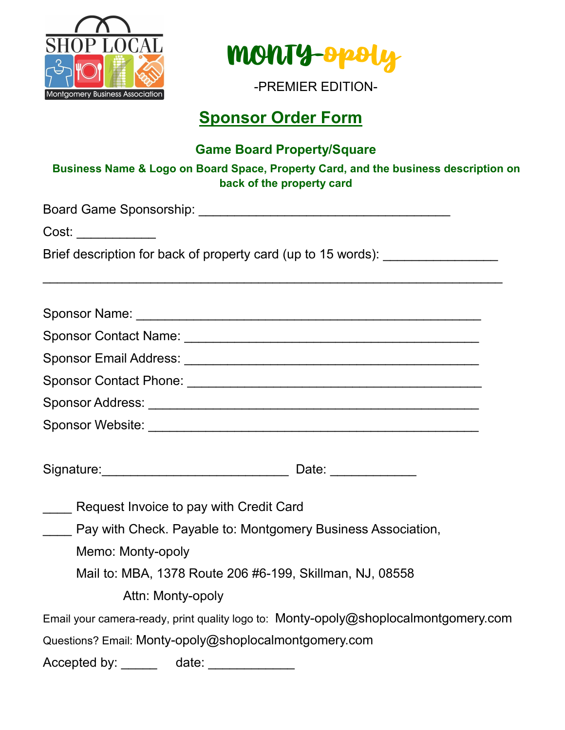SHOP LOCAL

Montgomery Business Association

# MONTY-opoly

-PREMIER EDITION-

## Sponsor Order Form

### Game Board Property/Square

**Business Name & Logo on Board Space, Property Card, and the business description on back of the property card**

Board Game Sponsorship: ___________________________________

Cost: ___________

Brief description for back of property card (up to 15 words): ________________

________________________________________________________________

Sponsor Name: ________________________________________________

Sponsor Contact Name: _________________________________________

Sponsor Email Address: _________________________________________

Sponsor Contact Phone: _________________________________________

Sponsor Address: _______________________________________________

Sponsor Website: _______________________________________________

Signature:__________________________ Date: ____________

____ Request Invoice to pay with Credit Card

____ Pay with Check. Payable to: Montgomery Business Association,

Memo: Monty-opoly

Mail to: MBA, 1378 Route 206 #6-199, Skillman, NJ, 08558

Attn: Monty-opoly

Email your camera-ready, print quality logo to: Monty-opoly@shoplocalmontgomery.com

Questions? Email: Monty-opoly@shoplocalmontgomery.com

Accepted by: _____ date: ____________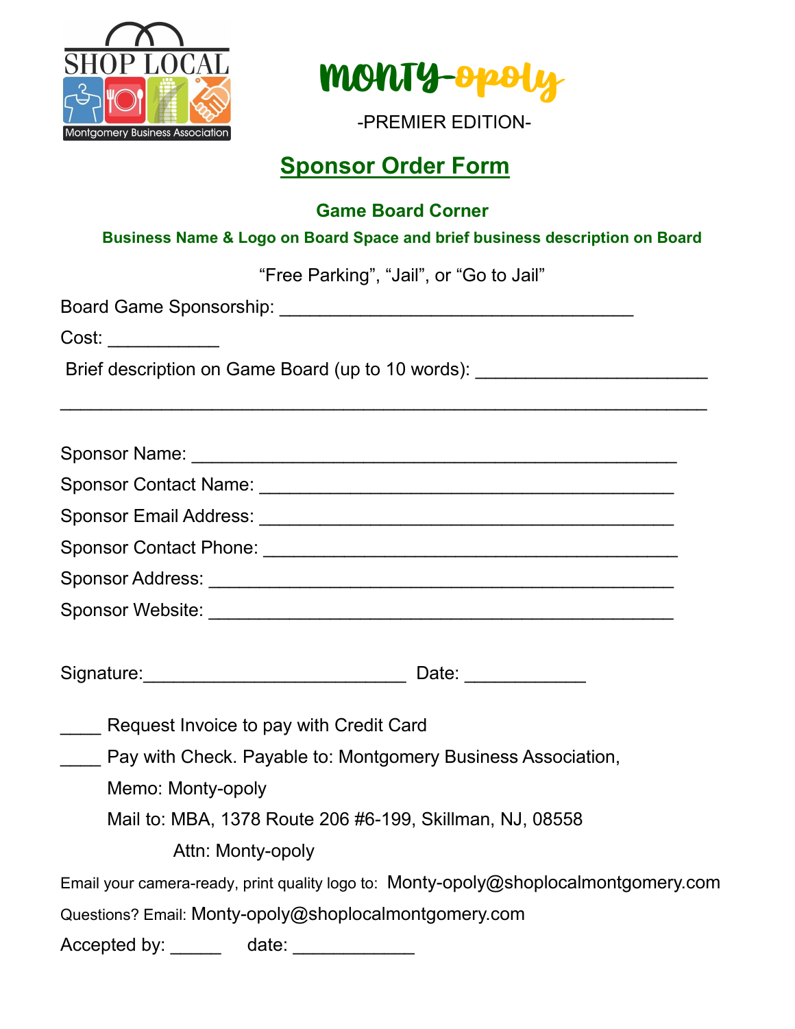SHOP LOCAL

Montgomery Business Association

# Monty-opoly

-PREMIER EDITION-

## Sponsor Order Form

### Game Board Corner

**Business Name & Logo on Board Space and brief business description on Board**

"Free Parking", "Jail", or "Go to Jail"

Board Game Sponsorship: ___________________________________

Cost: ___________

Brief description on Game Board (up to 10 words): ______________________

________________________________________________________________

Sponsor Name: _______________________________________________

Sponsor Contact Name: ________________________________________

Sponsor Email Address: ________________________________________

Sponsor Contact Phone: ________________________________________

Sponsor Address: _____________________________________________

Sponsor Website: _____________________________________________

Signature:__________________________ Date: ____________

____ Request Invoice to pay with Credit Card

____ Pay with Check. Payable to: Montgomery Business Association,

Memo: Monty-opoly

Mail to: MBA, 1378 Route 206 #6-199, Skillman, NJ, 08558

Attn: Monty-opoly

Email your camera-ready, print quality logo to: Monty-opoly@shoplocalmontgomery.com

Questions? Email: Monty-opoly@shoplocalmontgomery.com

Accepted by: _____ date: ____________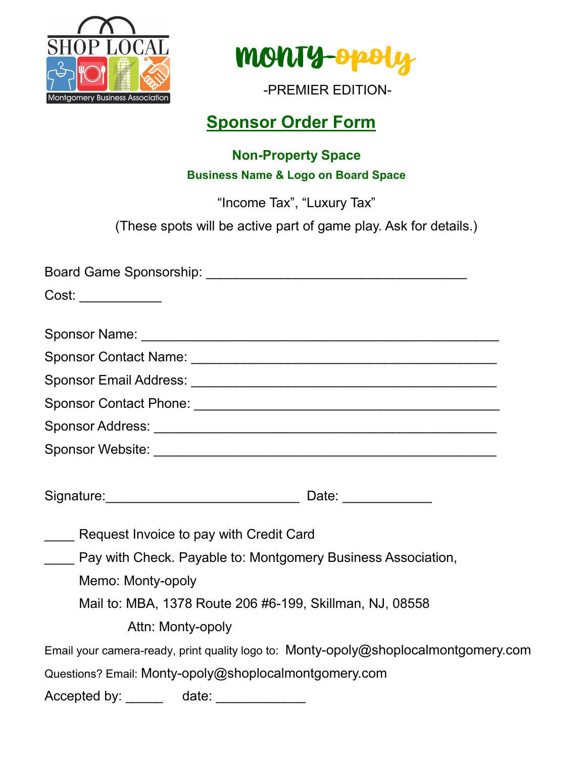SHOP LOCAL

Montgomery Business Association

# Monty-opoly

-PREMIER EDITION-

## Sponsor Order Form

### Non-Property Space

**Business Name & Logo on Board Space**

"Income Tax", "Luxury Tax"

(These spots will be active part of game play. Ask for details.)

Board Game Sponsorship: ___________________________________

Cost: ___________

Sponsor Name: _______________________________________________

Sponsor Contact Name: _________________________________________

Sponsor Email Address: _________________________________________

Sponsor Contact Phone: _________________________________________

Sponsor Address: _____________________________________________

Sponsor Website: _____________________________________________

Signature:__________________________ Date: ____________

____ Request Invoice to pay with Credit Card

____ Pay with Check. Payable to: Montgomery Business Association,

Memo: Monty-opoly

Mail to: MBA, 1378 Route 206 #6-199, Skillman, NJ, 08558

Attn: Monty-opoly

Email your camera-ready, print quality logo to: Monty-opoly@shoplocalmontgomery.com

Questions? Email: Monty-opoly@shoplocalmontgomery.com

Accepted by: _____ date: ____________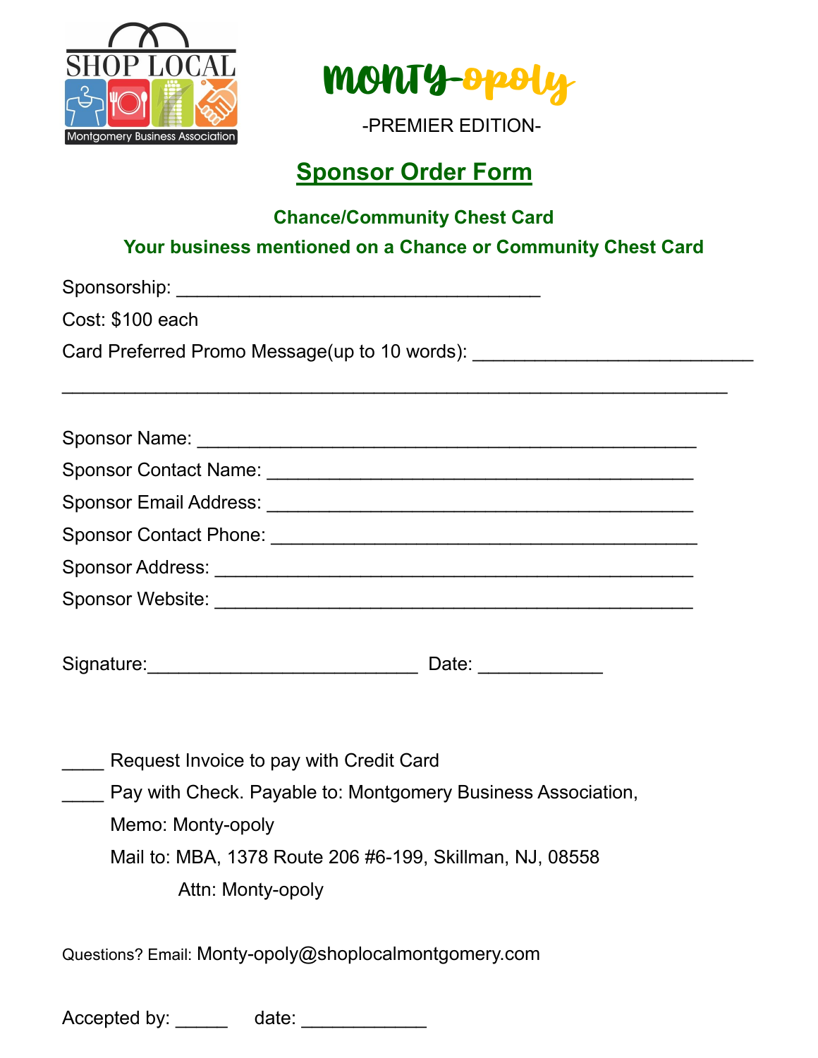SHOP LOCAL

Montgomery Business Association

# Monty-opoly

-PREMIER EDITION-

## Sponsor Order Form

### Chance/Community Chest Card

### Your business mentioned on a Chance or Community Chest Card

Sponsorship: ___________________________________

Cost: $100 each

Card Preferred Promo Message(up to 10 words): __________________________

_______________________________________________________________

Sponsor Name: _______________________________________________

Sponsor Contact Name: ________________________________________

Sponsor Email Address: ________________________________________

Sponsor Contact Phone: ________________________________________

Sponsor Address: _____________________________________________

Sponsor Website: _____________________________________________

Signature:__________________________ Date: ____________

____ Request Invoice to pay with Credit Card

____ Pay with Check. Payable to: Montgomery Business Association,

Memo: Monty-opoly

Mail to: MBA, 1378 Route 206 #6-199, Skillman, NJ, 08558

Attn: Monty-opoly

Questions? Email: Monty-opoly@shoplocalmontgomery.com

Accepted by: _____ date: ____________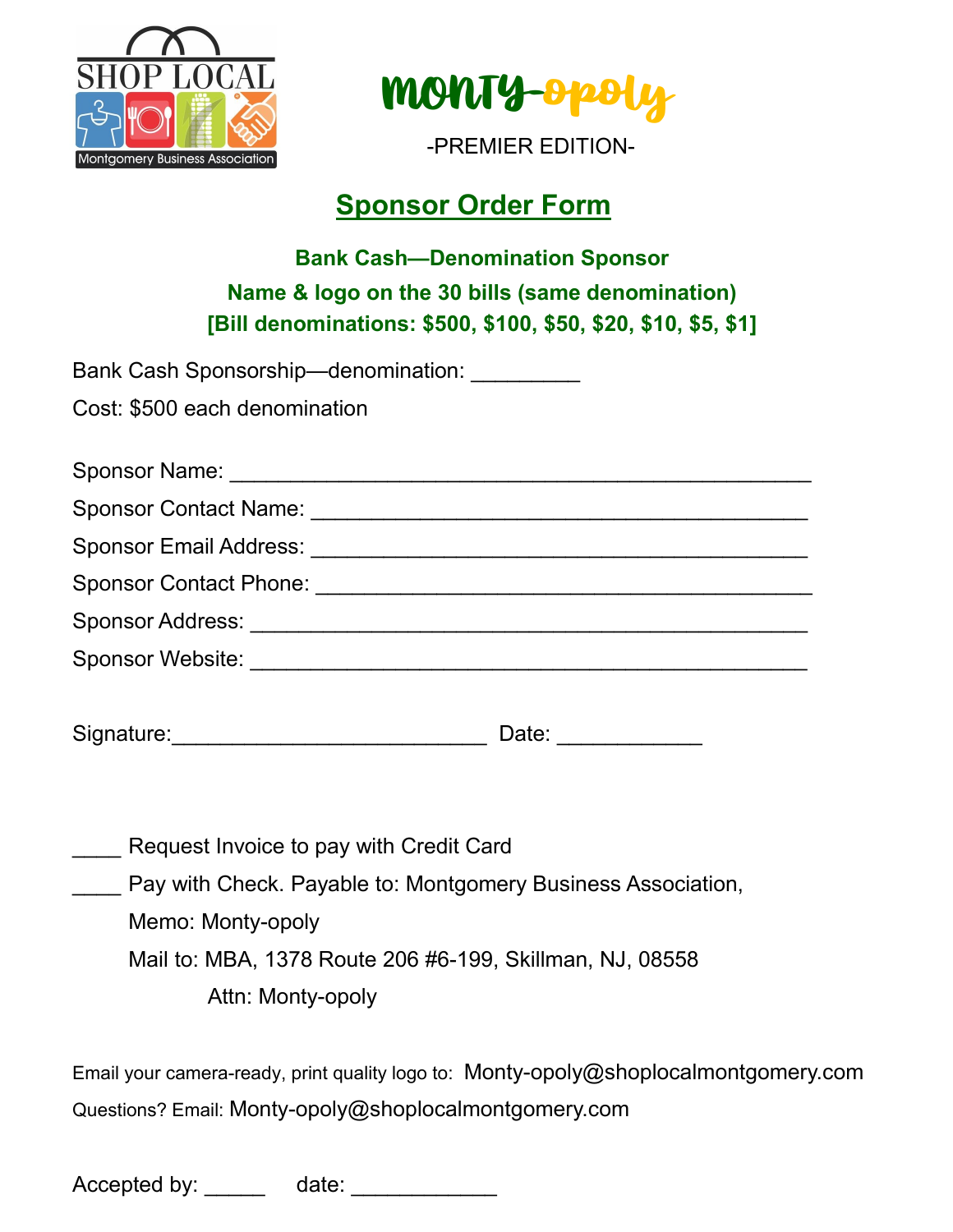SHOP LOCAL

Montgomery Business Association

MONTY-opoly

-PREMIER EDITION-

# Sponsor Order Form

**Bank Cash—Denomination Sponsor**

**Name & logo on the 30 bills (same denomination)**

**[Bill denominations: $500, $100, $50, $20, $10, $5, $1]**

Bank Cash Sponsorship—denomination: _________

Cost: $500 each denomination

Sponsor Name: _______________________________________________

Sponsor Contact Name: _________________________________________

Sponsor Email Address: _________________________________________

Sponsor Contact Phone: _________________________________________

Sponsor Address: _____________________________________________

Sponsor Website: _____________________________________________

Signature:__________________________ Date: ____________

____ Request Invoice to pay with Credit Card

____ Pay with Check. Payable to: Montgomery Business Association,

Memo: Monty-opoly

Mail to: MBA, 1378 Route 206 #6-199, Skillman, NJ, 08558

Attn: Monty-opoly

Email your camera-ready, print quality logo to: Monty-opoly@shoplocalmontgomery.com

Questions? Email: Monty-opoly@shoplocalmontgomery.com

Accepted by: _____ date: ____________